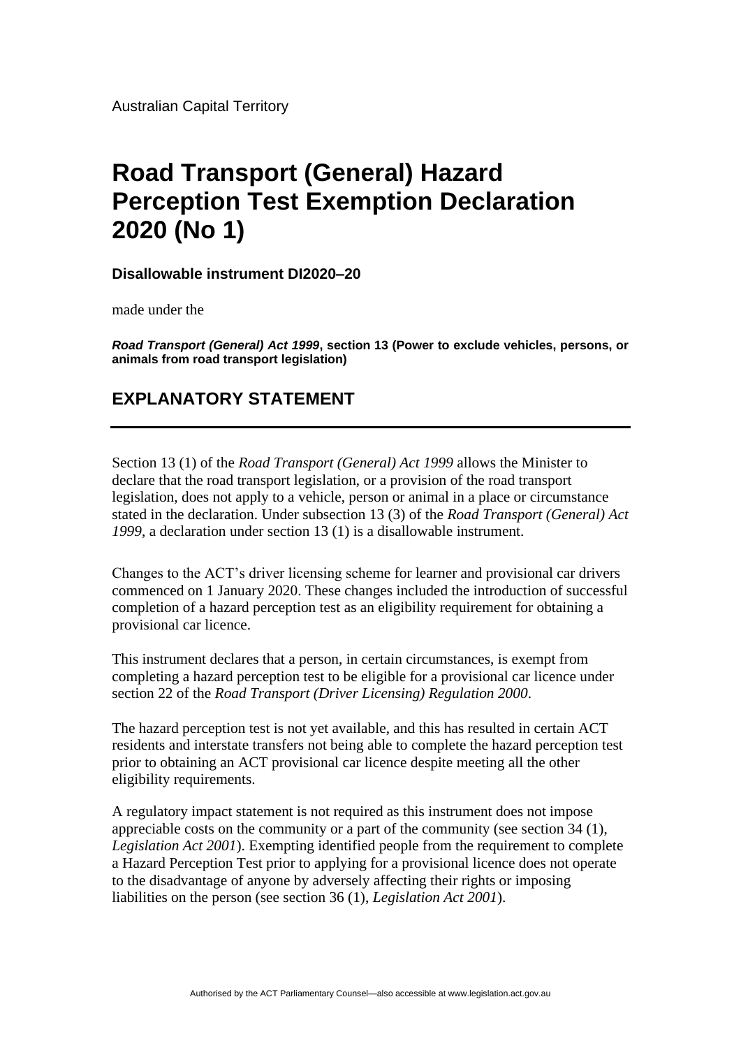Australian Capital Territory

# Road Transport (General) Hazard Perception Test Exemption Declaration 2020 (No 1)

**Disallowable instrument DI2020–20**

made under the

***Road Transport (General) Act 1999*, section 13 (Power to exclude vehicles, persons, or animals from road transport legislation)**

## EXPLANATORY STATEMENT

---

Section 13 (1) of the *Road Transport (General) Act 1999* allows the Minister to declare that the road transport legislation, or a provision of the road transport legislation, does not apply to a vehicle, person or animal in a place or circumstance stated in the declaration. Under subsection 13 (3) of the *Road Transport (General) Act 1999*, a declaration under section 13 (1) is a disallowable instrument.

Changes to the ACT's driver licensing scheme for learner and provisional car drivers commenced on 1 January 2020. These changes included the introduction of successful completion of a hazard perception test as an eligibility requirement for obtaining a provisional car licence.

This instrument declares that a person, in certain circumstances, is exempt from completing a hazard perception test to be eligible for a provisional car licence under section 22 of the *Road Transport (Driver Licensing) Regulation 2000*.

The hazard perception test is not yet available, and this has resulted in certain ACT residents and interstate transfers not being able to complete the hazard perception test prior to obtaining an ACT provisional car licence despite meeting all the other eligibility requirements.

A regulatory impact statement is not required as this instrument does not impose appreciable costs on the community or a part of the community (see section 34 (1), *Legislation Act 2001*). Exempting identified people from the requirement to complete a Hazard Perception Test prior to applying for a provisional licence does not operate to the disadvantage of anyone by adversely affecting their rights or imposing liabilities on the person (see section 36 (1), *Legislation Act 2001*).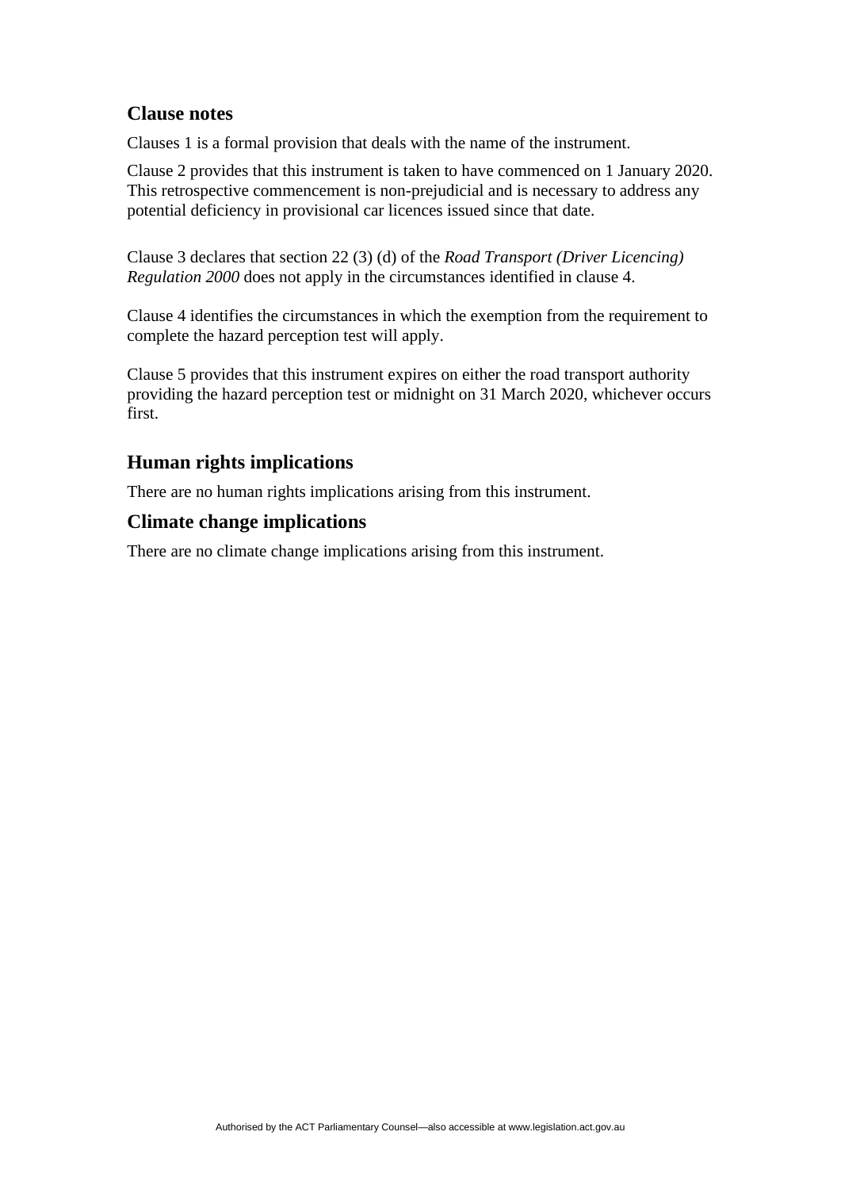## Clause notes

Clauses 1 is a formal provision that deals with the name of the instrument.

Clause 2 provides that this instrument is taken to have commenced on 1 January 2020. This retrospective commencement is non-prejudicial and is necessary to address any potential deficiency in provisional car licences issued since that date.

Clause 3 declares that section 22 (3) (d) of the *Road Transport (Driver Licencing) Regulation 2000* does not apply in the circumstances identified in clause 4.

Clause 4 identifies the circumstances in which the exemption from the requirement to complete the hazard perception test will apply.

Clause 5 provides that this instrument expires on either the road transport authority providing the hazard perception test or midnight on 31 March 2020, whichever occurs first.

## Human rights implications

There are no human rights implications arising from this instrument.

## Climate change implications

There are no climate change implications arising from this instrument.